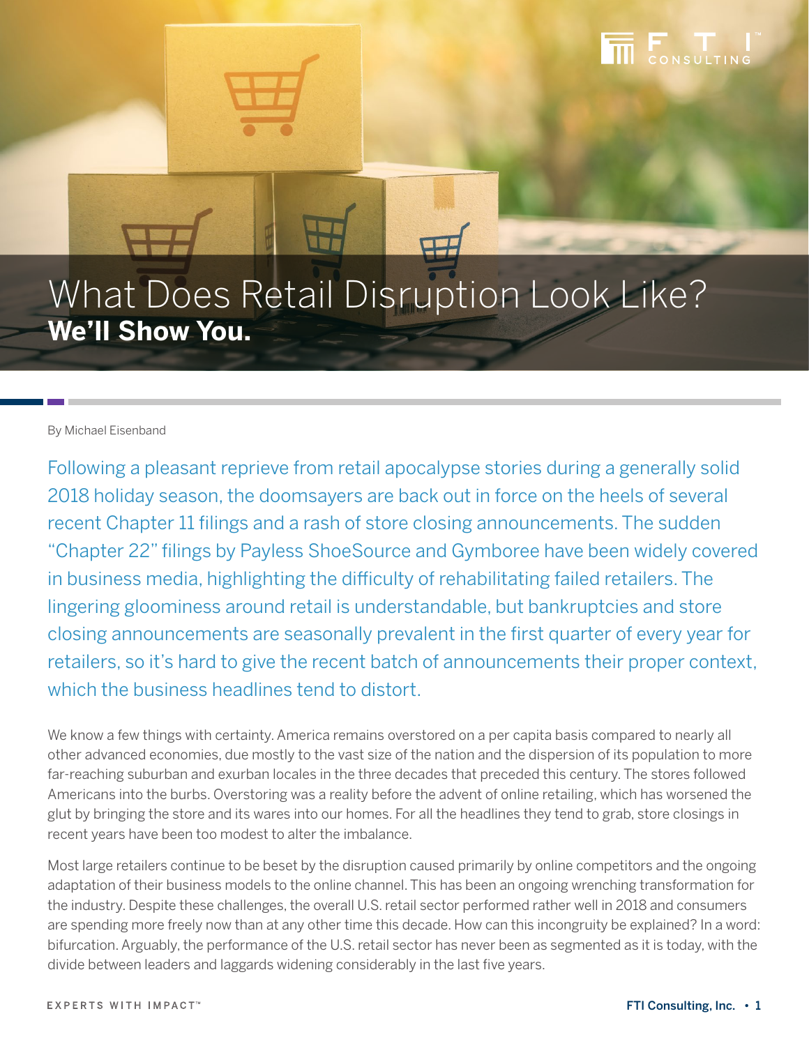# What Does Retail Disruption Look Like?
## We'll Show You.

By Michael Eisenband

Following a pleasant reprieve from retail apocalypse stories during a generally solid 2018 holiday season, the doomsayers are back out in force on the heels of several recent Chapter 11 filings and a rash of store closing announcements. The sudden "Chapter 22" filings by Payless ShoeSource and Gymboree have been widely covered in business media, highlighting the difficulty of rehabilitating failed retailers. The lingering gloominess around retail is understandable, but bankruptcies and store closing announcements are seasonally prevalent in the first quarter of every year for retailers, so it's hard to give the recent batch of announcements their proper context, which the business headlines tend to distort.

We know a few things with certainty. America remains overstored on a per capita basis compared to nearly all other advanced economies, due mostly to the vast size of the nation and the dispersion of its population to more far-reaching suburban and exurban locales in the three decades that preceded this century. The stores followed Americans into the burbs. Overstoring was a reality before the advent of online retailing, which has worsened the glut by bringing the store and its wares into our homes. For all the headlines they tend to grab, store closings in recent years have been too modest to alter the imbalance.

Most large retailers continue to be beset by the disruption caused primarily by online competitors and the ongoing adaptation of their business models to the online channel. This has been an ongoing wrenching transformation for the industry. Despite these challenges, the overall U.S. retail sector performed rather well in 2018 and consumers are spending more freely now than at any other time this decade. How can this incongruity be explained? In a word: bifurcation. Arguably, the performance of the U.S. retail sector has never been as segmented as it is today, with the divide between leaders and laggards widening considerably in the last five years.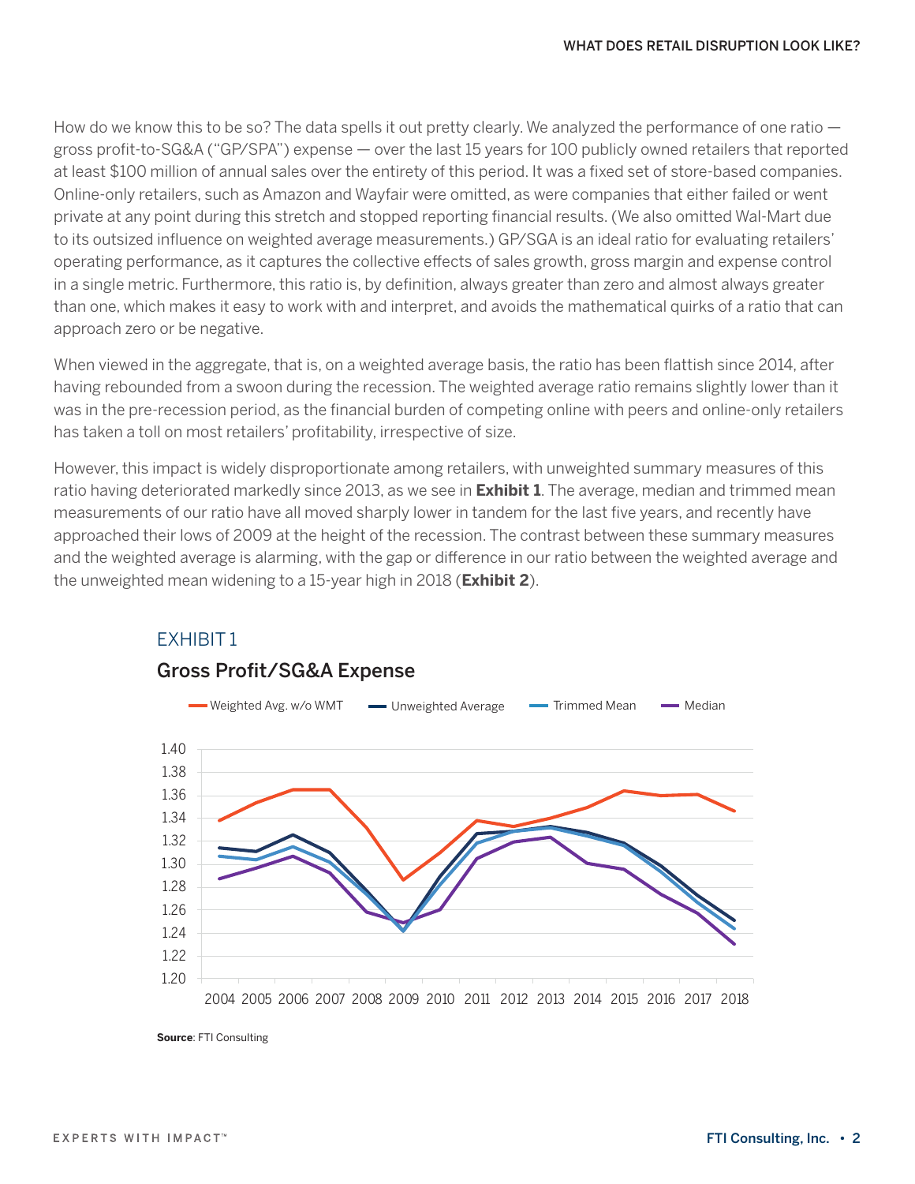How do we know this to be so? The data spells it out pretty clearly. We analyzed the performance of one ratio — gross profit-to-SG&A ("GP/SPA") expense — over the last 15 years for 100 publicly owned retailers that reported at least $100 million of annual sales over the entirety of this period. It was a fixed set of store-based companies. Online-only retailers, such as Amazon and Wayfair were omitted, as were companies that either failed or went private at any point during this stretch and stopped reporting financial results. (We also omitted Wal-Mart due to its outsized influence on weighted average measurements.) GP/SGA is an ideal ratio for evaluating retailers' operating performance, as it captures the collective effects of sales growth, gross margin and expense control in a single metric. Furthermore, this ratio is, by definition, always greater than zero and almost always greater than one, which makes it easy to work with and interpret, and avoids the mathematical quirks of a ratio that can approach zero or be negative.

When viewed in the aggregate, that is, on a weighted average basis, the ratio has been flattish since 2014, after having rebounded from a swoon during the recession. The weighted average ratio remains slightly lower than it was in the pre-recession period, as the financial burden of competing online with peers and online-only retailers has taken a toll on most retailers' profitability, irrespective of size.

However, this impact is widely disproportionate among retailers, with unweighted summary measures of this ratio having deteriorated markedly since 2013, as we see in **Exhibit 1**. The average, median and trimmed mean measurements of our ratio have all moved sharply lower in tandem for the last five years, and recently have approached their lows of 2009 at the height of the recession. The contrast between these summary measures and the weighted average is alarming, with the gap or difference in our ratio between the weighted average and the unweighted mean widening to a 15-year high in 2018 (**Exhibit 2**).

EXHIBIT 1

## Gross Profit/SG&A Expense

Legend: Weighted Avg. w/o WMT, Unweighted Average, Trimmed Mean, Median

Y-axis: 1.20 – 1.40; X-axis: 2004 – 2018

**Source**: FTI Consulting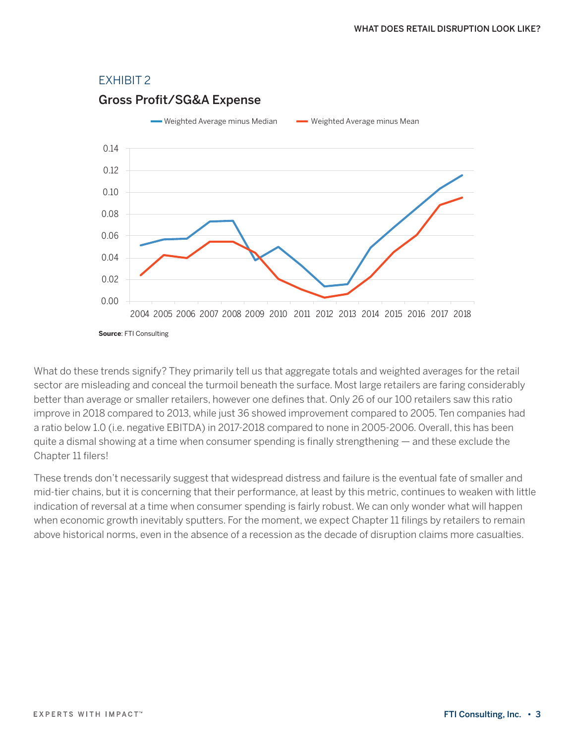EXHIBIT 2

## Gross Profit/SG&A Expense

Weighted Average minus Median — Weighted Average minus Mean

**Source**: FTI Consulting

What do these trends signify? They primarily tell us that aggregate totals and weighted averages for the retail sector are misleading and conceal the turmoil beneath the surface. Most large retailers are faring considerably better than average or smaller retailers, however one defines that. Only 26 of our 100 retailers saw this ratio improve in 2018 compared to 2013, while just 36 showed improvement compared to 2005. Ten companies had a ratio below 1.0 (i.e. negative EBITDA) in 2017-2018 compared to none in 2005-2006. Overall, this has been quite a dismal showing at a time when consumer spending is finally strengthening — and these exclude the Chapter 11 filers!

These trends don't necessarily suggest that widespread distress and failure is the eventual fate of smaller and mid-tier chains, but it is concerning that their performance, at least by this metric, continues to weaken with little indication of reversal at a time when consumer spending is fairly robust. We can only wonder what will happen when economic growth inevitably sputters. For the moment, we expect Chapter 11 filings by retailers to remain above historical norms, even in the absence of a recession as the decade of disruption claims more casualties.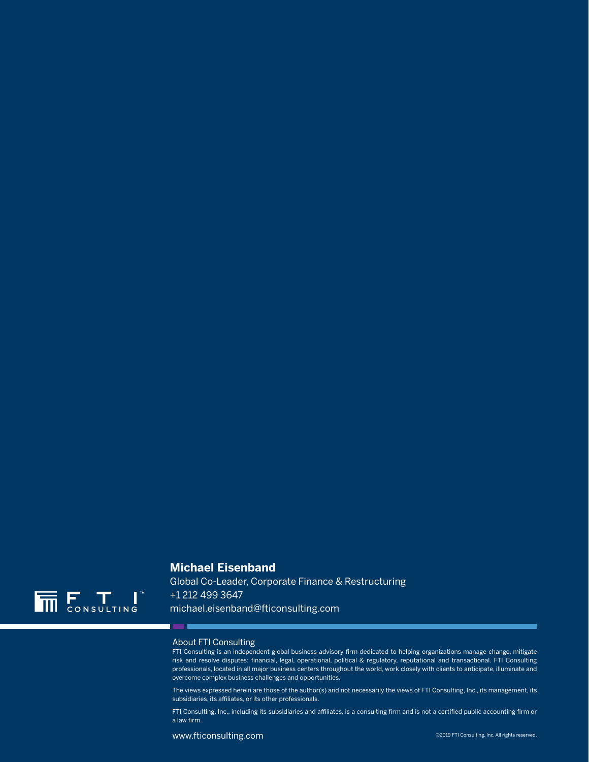**Michael Eisenband**

Global Co-Leader, Corporate Finance & Restructuring

+1 212 499 3647

michael.eisenband@fticonsulting.com

About FTI Consulting

FTI Consulting is an independent global business advisory firm dedicated to helping organizations manage change, mitigate risk and resolve disputes: financial, legal, operational, political & regulatory, reputational and transactional. FTI Consulting professionals, located in all major business centers throughout the world, work closely with clients to anticipate, illuminate and overcome complex business challenges and opportunities.

The views expressed herein are those of the author(s) and not necessarily the views of FTI Consulting, Inc., its management, its subsidiaries, its affiliates, or its other professionals.

FTI Consulting, Inc., including its subsidiaries and affiliates, is a consulting firm and is not a certified public accounting firm or a law firm.

www.fticonsulting.com

©2019 FTI Consulting, Inc. All rights reserved.